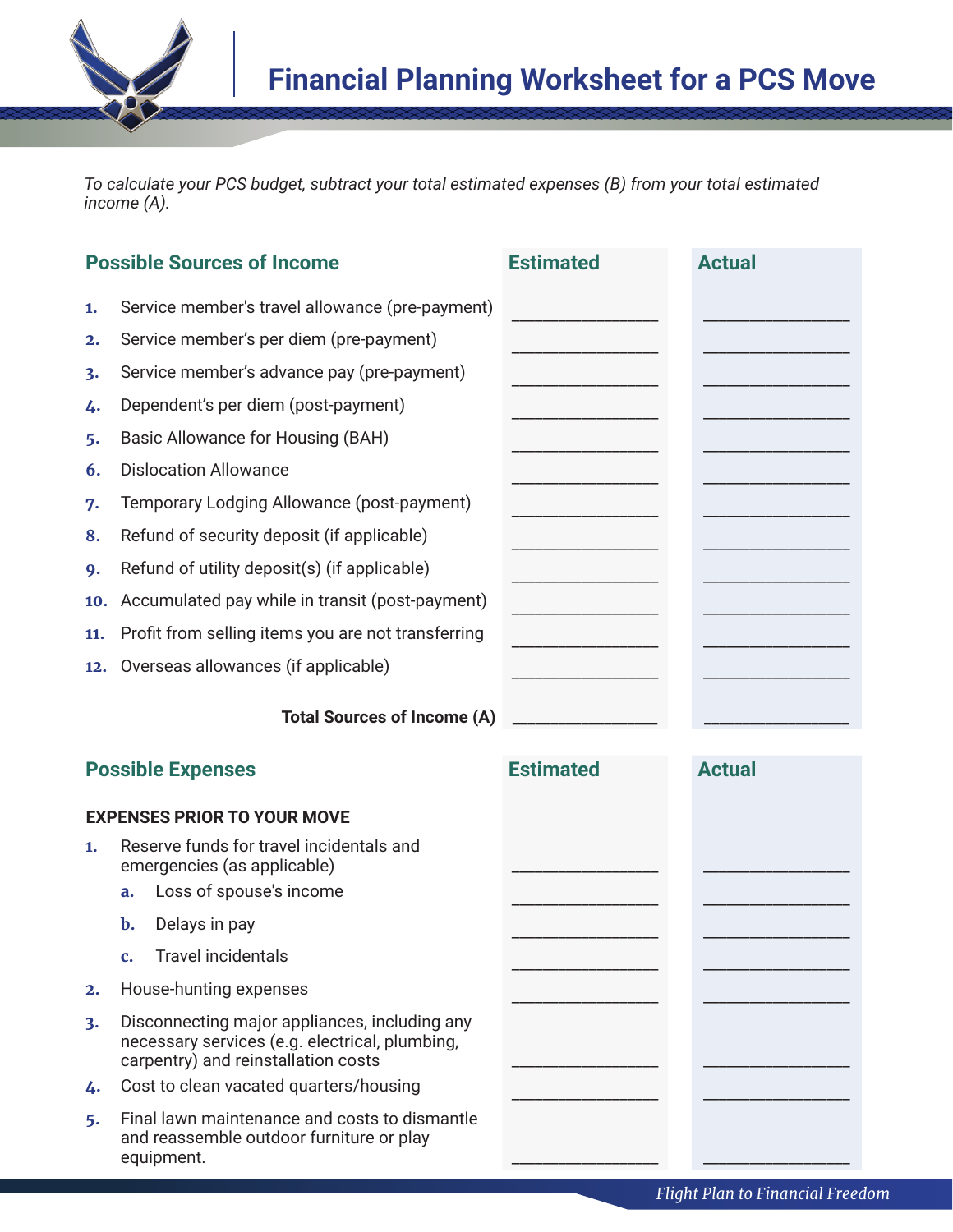# Financial Planning Worksheet for a PCS Move

*To calculate your PCS budget, subtract your total estimated expenses (B) from your total estimated income (A).*

| Possible Sources of Income | Estimated | Actual |
|---|---|---|
| 1. Service member's travel allowance (pre-payment) | ________________ | ________________ |
| 2. Service member's per diem (pre-payment) | ________________ | ________________ |
| 3. Service member's advance pay (pre-payment) | ________________ | ________________ |
| 4. Dependent's per diem (post-payment) | ________________ | ________________ |
| 5. Basic Allowance for Housing (BAH) | ________________ | ________________ |
| 6. Dislocation Allowance | ________________ | ________________ |
| 7. Temporary Lodging Allowance (post-payment) | ________________ | ________________ |
| 8. Refund of security deposit (if applicable) | ________________ | ________________ |
| 9. Refund of utility deposit(s) (if applicable) | ________________ | ________________ |
| 10. Accumulated pay while in transit (post-payment) | ________________ | ________________ |
| 11. Profit from selling items you are not transferring | ________________ | ________________ |
| 12. Overseas allowances (if applicable) | ________________ | ________________ |
| **Total Sources of Income (A)** | ________________ | ________________ |

| Possible Expenses | Estimated | Actual |
|---|---|---|
| **EXPENSES PRIOR TO YOUR MOVE** | | |
| 1. Reserve funds for travel incidentals and emergencies (as applicable) | ________________ | ________________ |
| a. Loss of spouse's income | ________________ | ________________ |
| b. Delays in pay | ________________ | ________________ |
| c. Travel incidentals | ________________ | ________________ |
| 2. House-hunting expenses | ________________ | ________________ |
| 3. Disconnecting major appliances, including any necessary services (e.g. electrical, plumbing, carpentry) and reinstallation costs | ________________ | ________________ |
| 4. Cost to clean vacated quarters/housing | ________________ | ________________ |
| 5. Final lawn maintenance and costs to dismantle and reassemble outdoor furniture or play equipment. | ________________ | ________________ |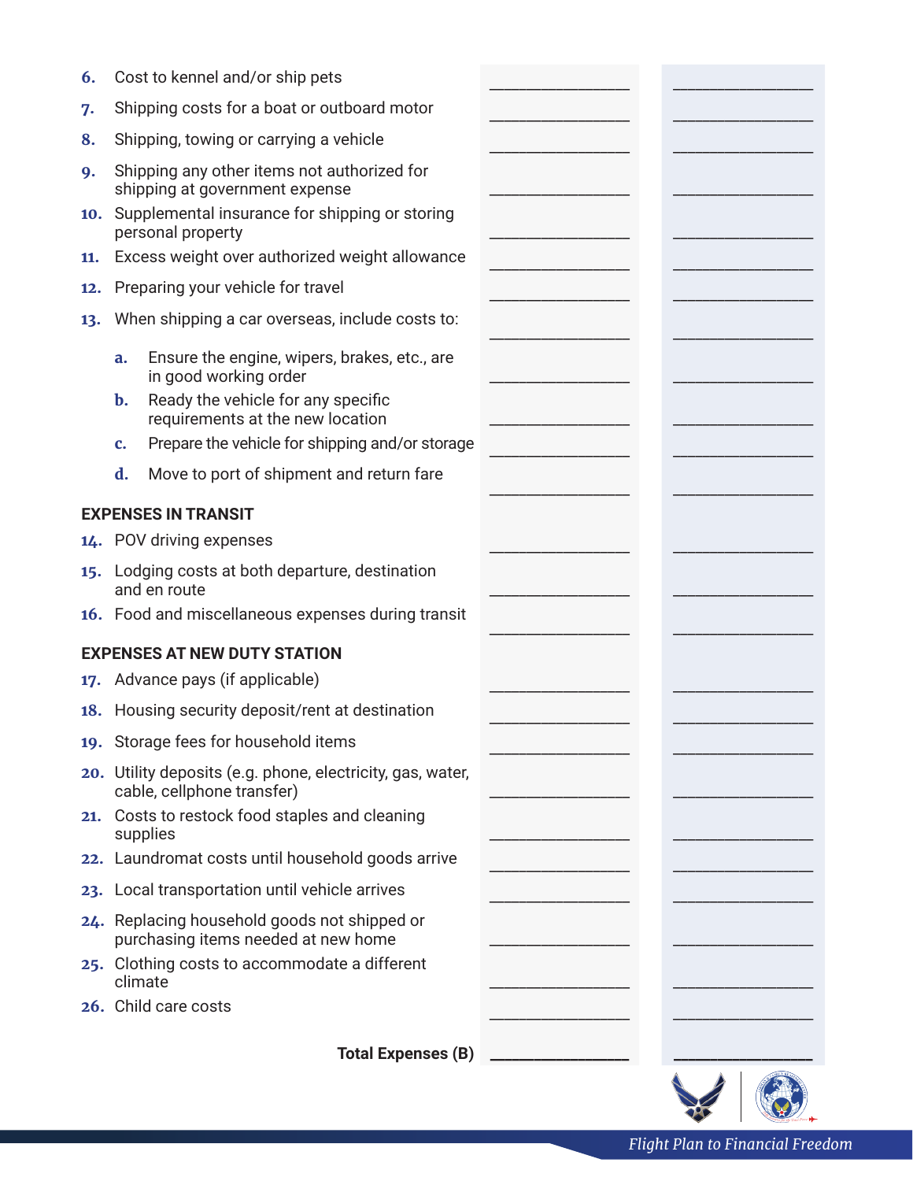| | | |
|---|---|---|
| **6.** Cost to kennel and/or ship pets | ________________ | ________________ |
| **7.** Shipping costs for a boat or outboard motor | ________________ | ________________ |
| **8.** Shipping, towing or carrying a vehicle | ________________ | ________________ |
| **9.** Shipping any other items not authorized for shipping at government expense | ________________ | ________________ |
| **10.** Supplemental insurance for shipping or storing personal property | ________________ | ________________ |
| **11.** Excess weight over authorized weight allowance | ________________ | ________________ |
| **12.** Preparing your vehicle for travel | ________________ | ________________ |
| **13.** When shipping a car overseas, include costs to: | ________________ | ________________ |
| **a.** Ensure the engine, wipers, brakes, etc., are in good working order | ________________ | ________________ |
| **b.** Ready the vehicle for any specific requirements at the new location | ________________ | ________________ |
| **c.** Prepare the vehicle for shipping and/or storage | ________________ | ________________ |
| **d.** Move to port of shipment and return fare | ________________ | ________________ |
| **EXPENSES IN TRANSIT** | | |
| **14.** POV driving expenses | ________________ | ________________ |
| **15.** Lodging costs at both departure, destination and en route | ________________ | ________________ |
| **16.** Food and miscellaneous expenses during transit | ________________ | ________________ |
| **EXPENSES AT NEW DUTY STATION** | | |
| **17.** Advance pays (if applicable) | ________________ | ________________ |
| **18.** Housing security deposit/rent at destination | ________________ | ________________ |
| **19.** Storage fees for household items | ________________ | ________________ |
| **20.** Utility deposits (e.g. phone, electricity, gas, water, cable, cellphone transfer) | ________________ | ________________ |
| **21.** Costs to restock food staples and cleaning supplies | ________________ | ________________ |
| **22.** Laundromat costs until household goods arrive | ________________ | ________________ |
| **23.** Local transportation until vehicle arrives | ________________ | ________________ |
| **24.** Replacing household goods not shipped or purchasing items needed at new home | ________________ | ________________ |
| **25.** Clothing costs to accommodate a different climate | ________________ | ________________ |
| **26.** Child care costs | ________________ | ________________ |
| **Total Expenses (B)** | ________________ | ________________ |

*Flight Plan to Financial Freedom*